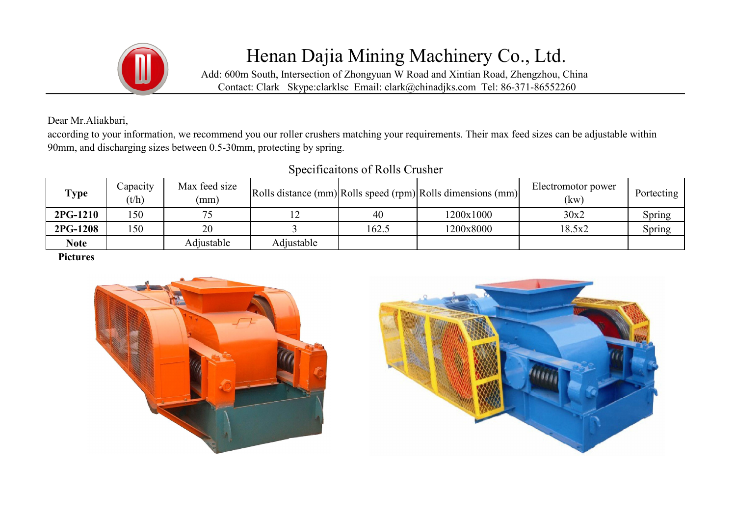# Henan Dajia Mining Machinery Co., Ltd.

Add: 600m South, Intersection of Zhongyuan W Road and Xintian Road, Zhengzhou, China
Contact: Clark Skype:clarklsc Email: clark@chinadjks.com Tel: 86-371-86552260

Dear Mr.Aliakbari,

according to your information, we recommend you our roller crushers matching your requirements. Their max feed sizes can be adjustable within 90mm, and discharging sizes between 0.5-30mm, protecting by spring.

## Specificaitons of Rolls Crusher

| Type | Capacity (t/h) | Max feed size (mm) | Rolls distance (mm) | Rolls speed (rpm) | Rolls dimensions (mm) | Electromotor power (kw) | Portecting |
|---|---|---|---|---|---|---|---|
| **2PG-1210** | 150 | 75 | 12 | 40 | 1200x1000 | 30x2 | Spring |
| **2PG-1208** | 150 | 20 | 3 | 162.5 | 1200x8000 | 18.5x2 | Spring |
| **Note** | | Adjustable | Adjustable | | | | |

**Pictures**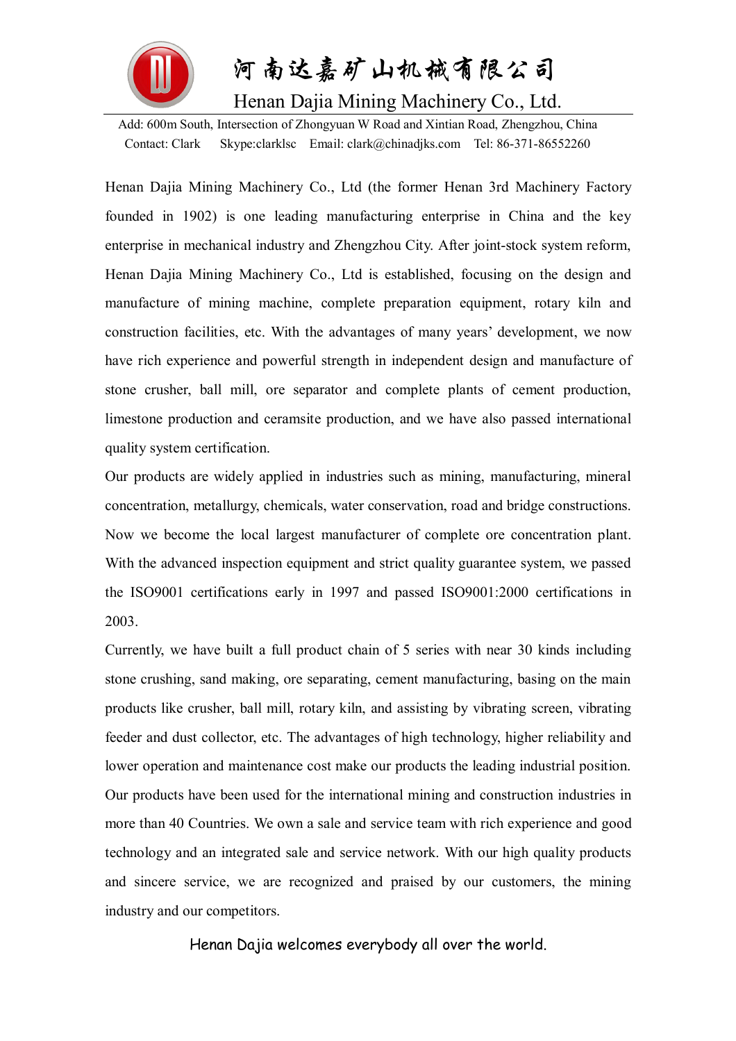# 河南达嘉矿山机械有限公司

## Henan Dajia Mining Machinery Co., Ltd.

Add: 600m South, Intersection of Zhongyuan W Road and Xintian Road, Zhengzhou, China

Contact: Clark Skype:clarklsc Email: clark@chinadjks.com Tel: 86-371-86552260

Henan Dajia Mining Machinery Co., Ltd (the former Henan 3rd Machinery Factory founded in 1902) is one leading manufacturing enterprise in China and the key enterprise in mechanical industry and Zhengzhou City. After joint-stock system reform, Henan Dajia Mining Machinery Co., Ltd is established, focusing on the design and manufacture of mining machine, complete preparation equipment, rotary kiln and construction facilities, etc. With the advantages of many years' development, we now have rich experience and powerful strength in independent design and manufacture of stone crusher, ball mill, ore separator and complete plants of cement production, limestone production and ceramsite production, and we have also passed international quality system certification.

Our products are widely applied in industries such as mining, manufacturing, mineral concentration, metallurgy, chemicals, water conservation, road and bridge constructions. Now we become the local largest manufacturer of complete ore concentration plant. With the advanced inspection equipment and strict quality guarantee system, we passed the ISO9001 certifications early in 1997 and passed ISO9001:2000 certifications in 2003.

Currently, we have built a full product chain of 5 series with near 30 kinds including stone crushing, sand making, ore separating, cement manufacturing, basing on the main products like crusher, ball mill, rotary kiln, and assisting by vibrating screen, vibrating feeder and dust collector, etc. The advantages of high technology, higher reliability and lower operation and maintenance cost make our products the leading industrial position. Our products have been used for the international mining and construction industries in more than 40 Countries. We own a sale and service team with rich experience and good technology and an integrated sale and service network. With our high quality products and sincere service, we are recognized and praised by our customers, the mining industry and our competitors.

Henan Dajia welcomes everybody all over the world.